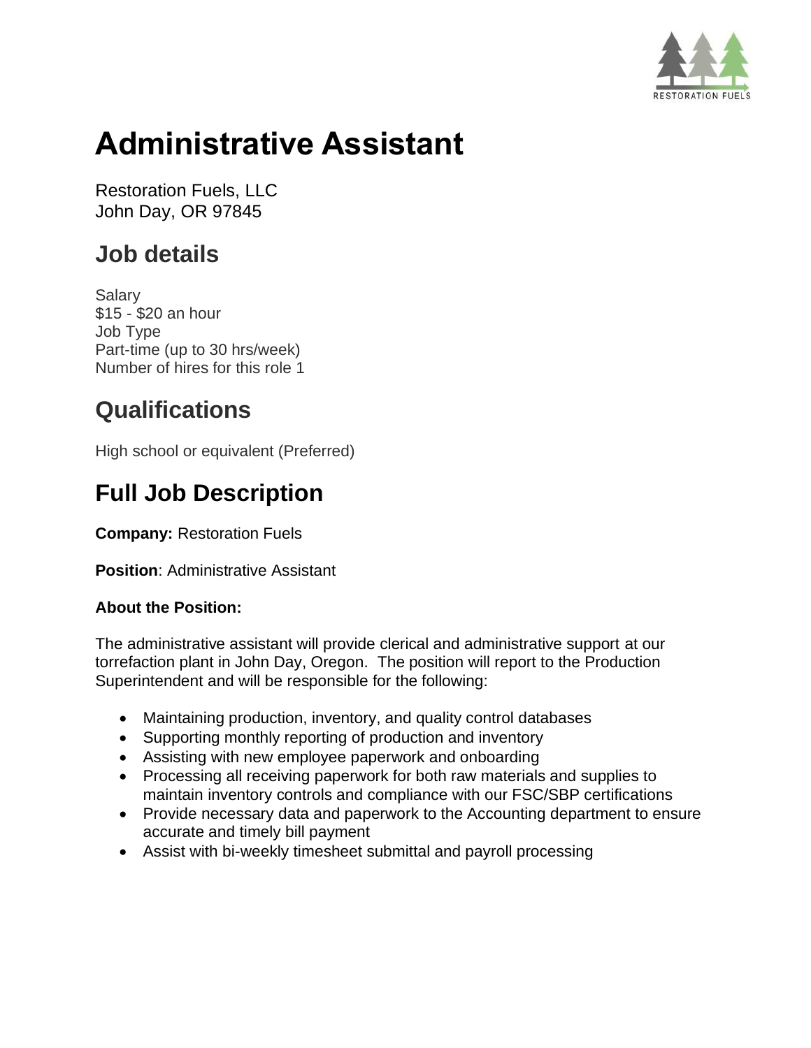RESTORATION FUELS

# Administrative Assistant

Restoration Fuels, LLC
John Day, OR 97845

## Job details

Salary
$15 - $20 an hour
Job Type
Part-time (up to 30 hrs/week)
Number of hires for this role 1

## Qualifications

High school or equivalent (Preferred)

## Full Job Description

**Company:** Restoration Fuels

**Position**: Administrative Assistant

**About the Position:**

The administrative assistant will provide clerical and administrative support at our torrefaction plant in John Day, Oregon. The position will report to the Production Superintendent and will be responsible for the following:

- Maintaining production, inventory, and quality control databases
- Supporting monthly reporting of production and inventory
- Assisting with new employee paperwork and onboarding
- Processing all receiving paperwork for both raw materials and supplies to maintain inventory controls and compliance with our FSC/SBP certifications
- Provide necessary data and paperwork to the Accounting department to ensure accurate and timely bill payment
- Assist with bi-weekly timesheet submittal and payroll processing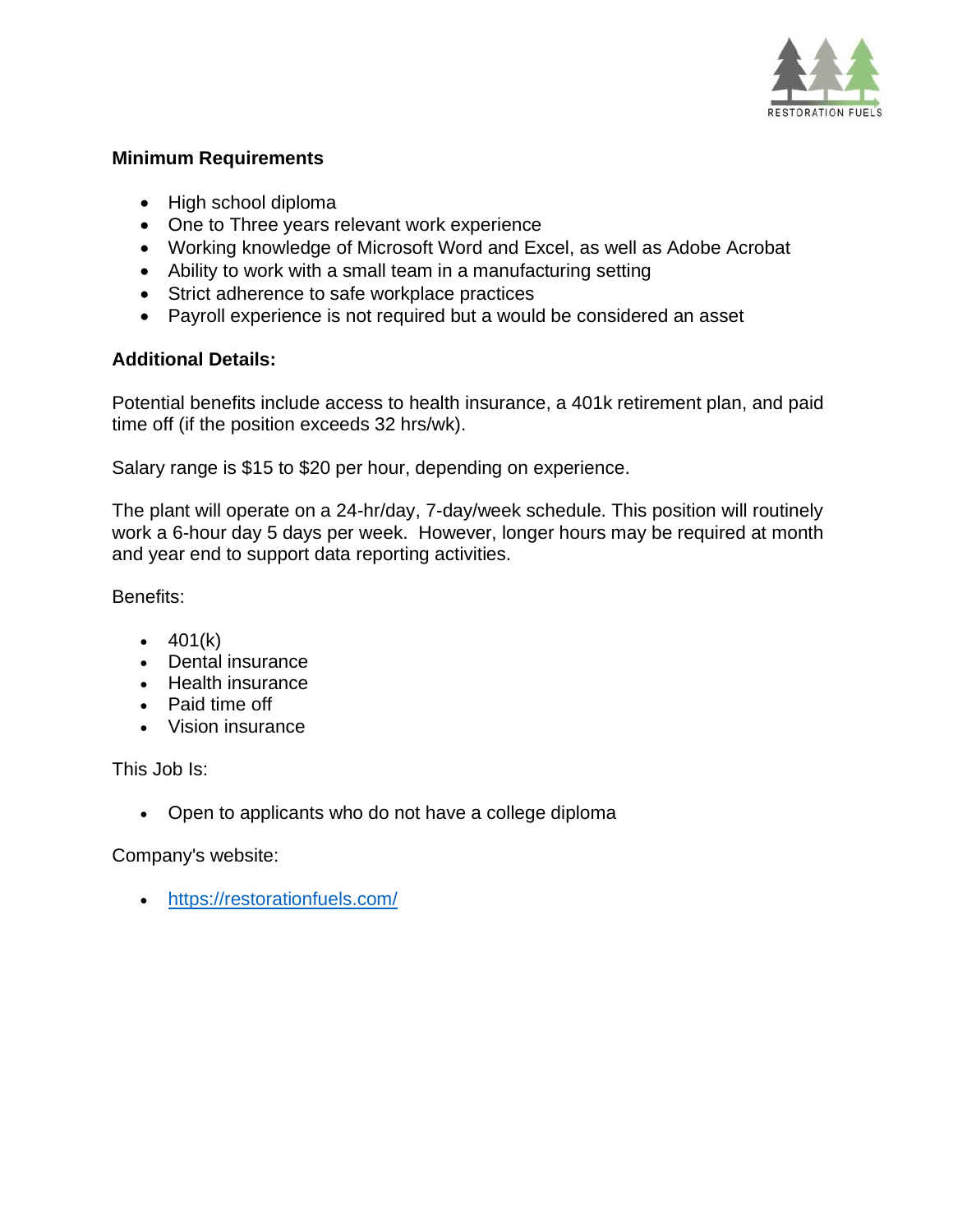**Minimum Requirements**

- High school diploma
- One to Three years relevant work experience
- Working knowledge of Microsoft Word and Excel, as well as Adobe Acrobat
- Ability to work with a small team in a manufacturing setting
- Strict adherence to safe workplace practices
- Payroll experience is not required but a would be considered an asset

**Additional Details:**

Potential benefits include access to health insurance, a 401k retirement plan, and paid time off (if the position exceeds 32 hrs/wk).

Salary range is $15 to $20 per hour, depending on experience.

The plant will operate on a 24-hr/day, 7-day/week schedule. This position will routinely work a 6-hour day 5 days per week. However, longer hours may be required at month and year end to support data reporting activities.

Benefits:

- 401(k)
- Dental insurance
- Health insurance
- Paid time off
- Vision insurance

This Job Is:

- Open to applicants who do not have a college diploma

Company's website:

- [https://restorationfuels.com/](https://restorationfuels.com/)